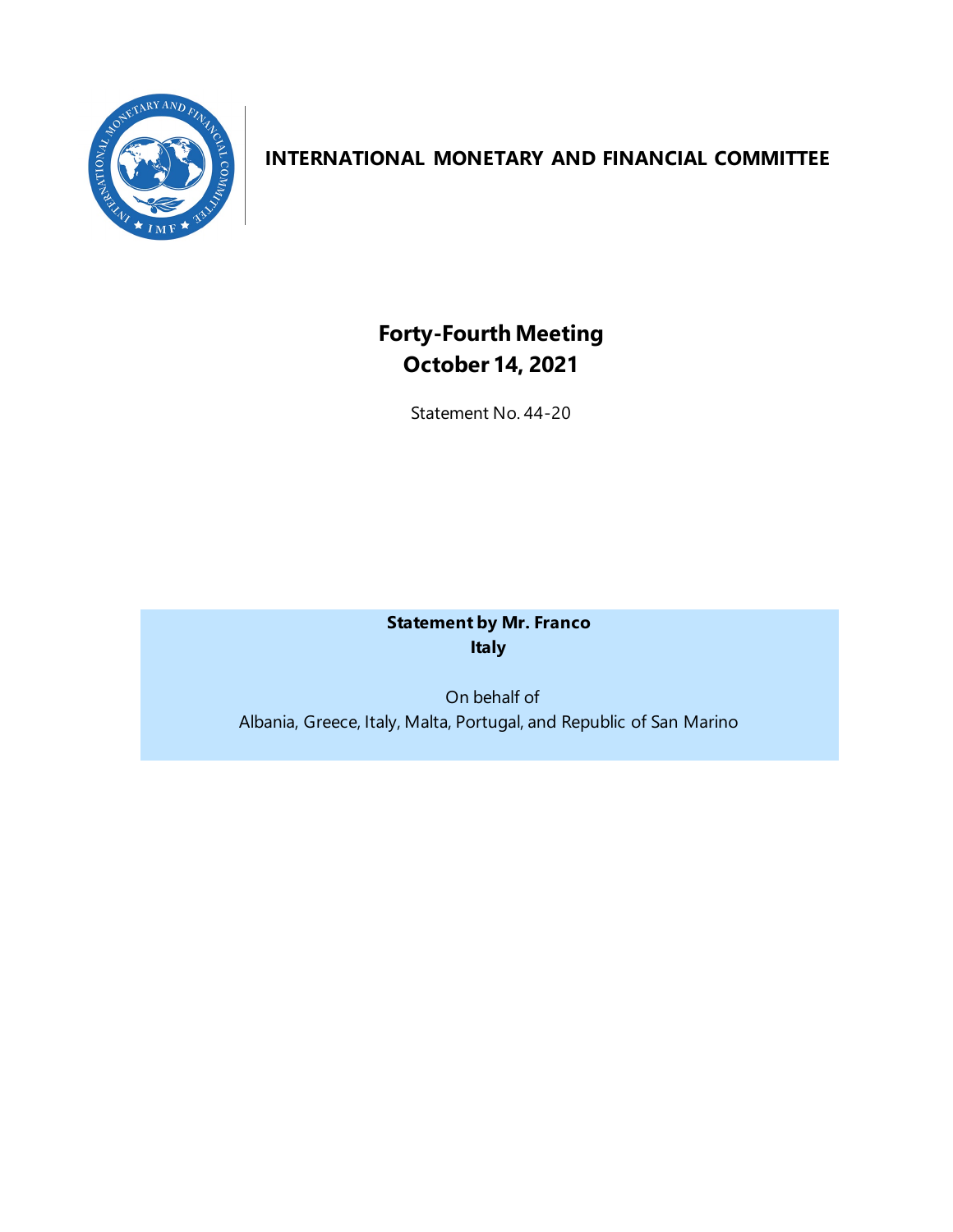# INTERNATIONAL MONETARY AND FINANCIAL COMMITTEE

## Forty-Fourth Meeting
## October 14, 2021

Statement No. 44-20

**Statement by Mr. Franco**
**Italy**

On behalf of
Albania, Greece, Italy, Malta, Portugal, and Republic of San Marino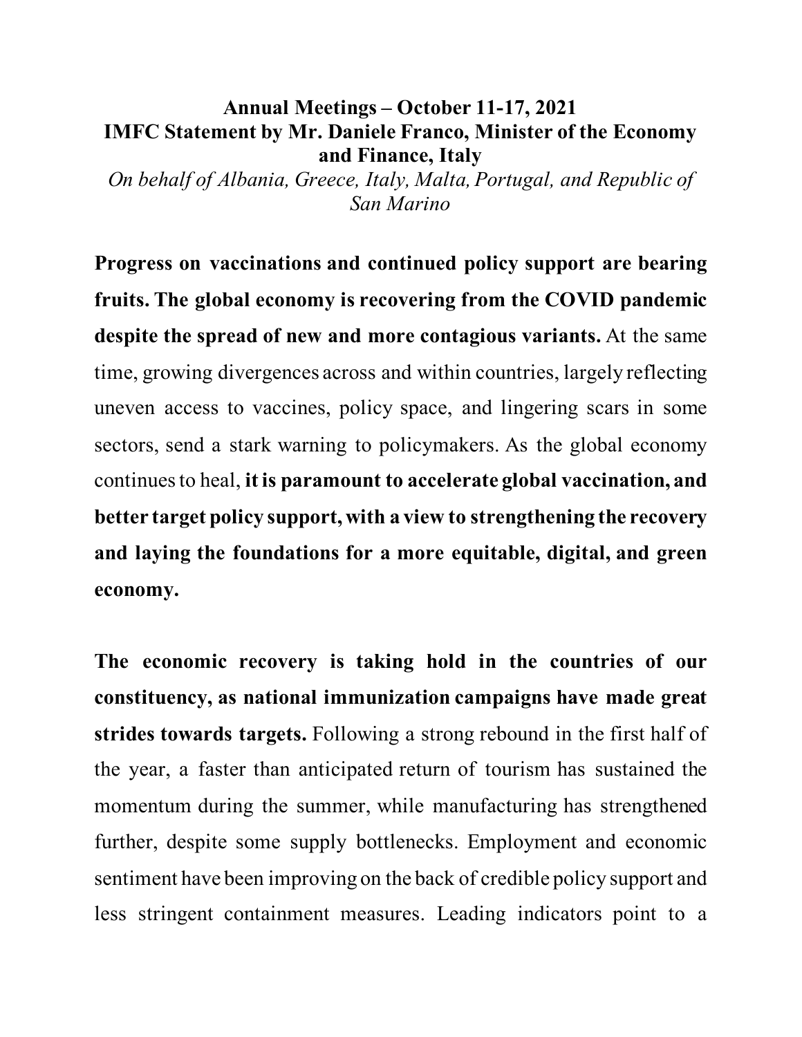**Annual Meetings – October 11-17, 2021**
**IMFC Statement by Mr. Daniele Franco, Minister of the Economy and Finance, Italy**

*On behalf of Albania, Greece, Italy, Malta, Portugal, and Republic of San Marino*

**Progress on vaccinations and continued policy support are bearing fruits. The global economy is recovering from the COVID pandemic despite the spread of new and more contagious variants.** At the same time, growing divergences across and within countries, largely reflecting uneven access to vaccines, policy space, and lingering scars in some sectors, send a stark warning to policymakers. As the global economy continues to heal, **it is paramount to accelerate global vaccination, and better target policy support, with a view to strengthening the recovery and laying the foundations for a more equitable, digital, and green economy.**

**The economic recovery is taking hold in the countries of our constituency, as national immunization campaigns have made great strides towards targets.** Following a strong rebound in the first half of the year, a faster than anticipated return of tourism has sustained the momentum during the summer, while manufacturing has strengthened further, despite some supply bottlenecks. Employment and economic sentiment have been improving on the back of credible policy support and less stringent containment measures. Leading indicators point to a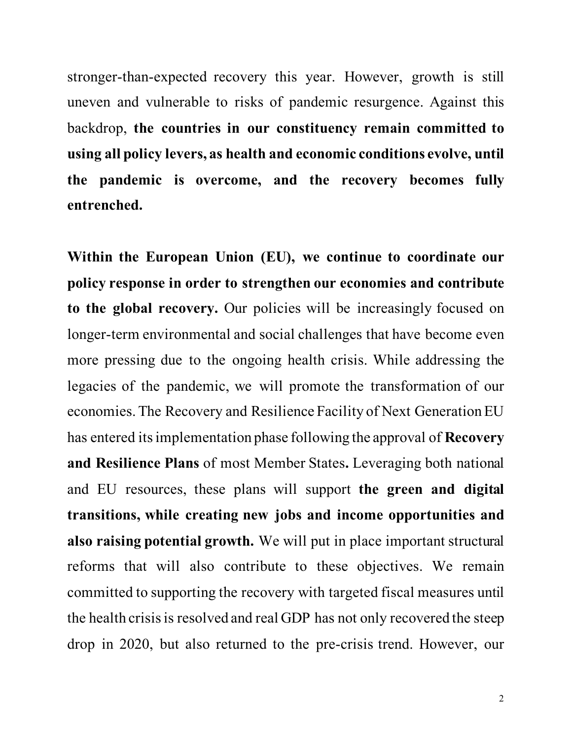stronger-than-expected recovery this year. However, growth is still uneven and vulnerable to risks of pandemic resurgence. Against this backdrop, **the countries in our constituency remain committed to using all policy levers, as health and economic conditions evolve, until the pandemic is overcome, and the recovery becomes fully entrenched.**

**Within the European Union (EU), we continue to coordinate our policy response in order to strengthen our economies and contribute to the global recovery.** Our policies will be increasingly focused on longer-term environmental and social challenges that have become even more pressing due to the ongoing health crisis. While addressing the legacies of the pandemic, we will promote the transformation of our economies. The Recovery and Resilience Facility of Next Generation EU has entered its implementation phase following the approval of **Recovery and Resilience Plans** of most Member States**.** Leveraging both national and EU resources, these plans will support **the green and digital transitions, while creating new jobs and income opportunities and also raising potential growth.** We will put in place important structural reforms that will also contribute to these objectives. We remain committed to supporting the recovery with targeted fiscal measures until the health crisis is resolved and real GDP has not only recovered the steep drop in 2020, but also returned to the pre-crisis trend. However, our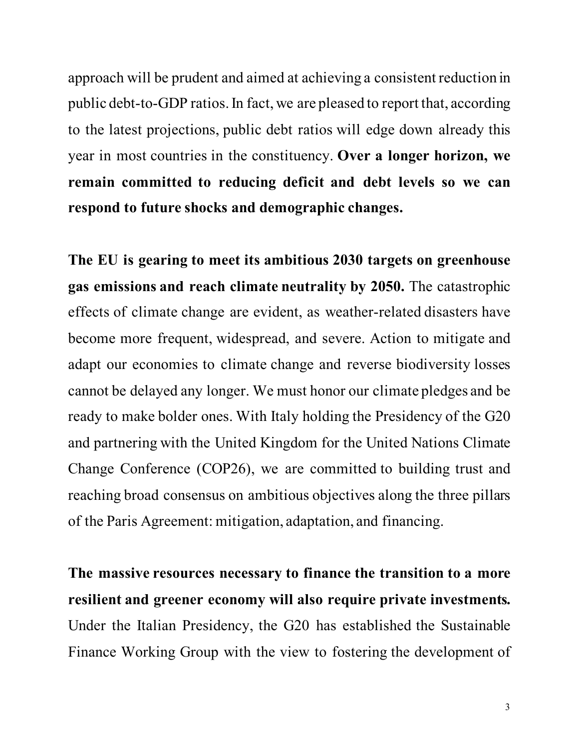approach will be prudent and aimed at achieving a consistent reduction in public debt-to-GDP ratios. In fact, we are pleased to report that, according to the latest projections, public debt ratios will edge down already this year in most countries in the constituency. **Over a longer horizon, we remain committed to reducing deficit and debt levels so we can respond to future shocks and demographic changes.**

**The EU is gearing to meet its ambitious 2030 targets on greenhouse gas emissions and reach climate neutrality by 2050.** The catastrophic effects of climate change are evident, as weather-related disasters have become more frequent, widespread, and severe. Action to mitigate and adapt our economies to climate change and reverse biodiversity losses cannot be delayed any longer. We must honor our climate pledges and be ready to make bolder ones. With Italy holding the Presidency of the G20 and partnering with the United Kingdom for the United Nations Climate Change Conference (COP26), we are committed to building trust and reaching broad consensus on ambitious objectives along the three pillars of the Paris Agreement: mitigation, adaptation, and financing.

**The massive resources necessary to finance the transition to a more resilient and greener economy will also require private investments.** Under the Italian Presidency, the G20 has established the Sustainable Finance Working Group with the view to fostering the development of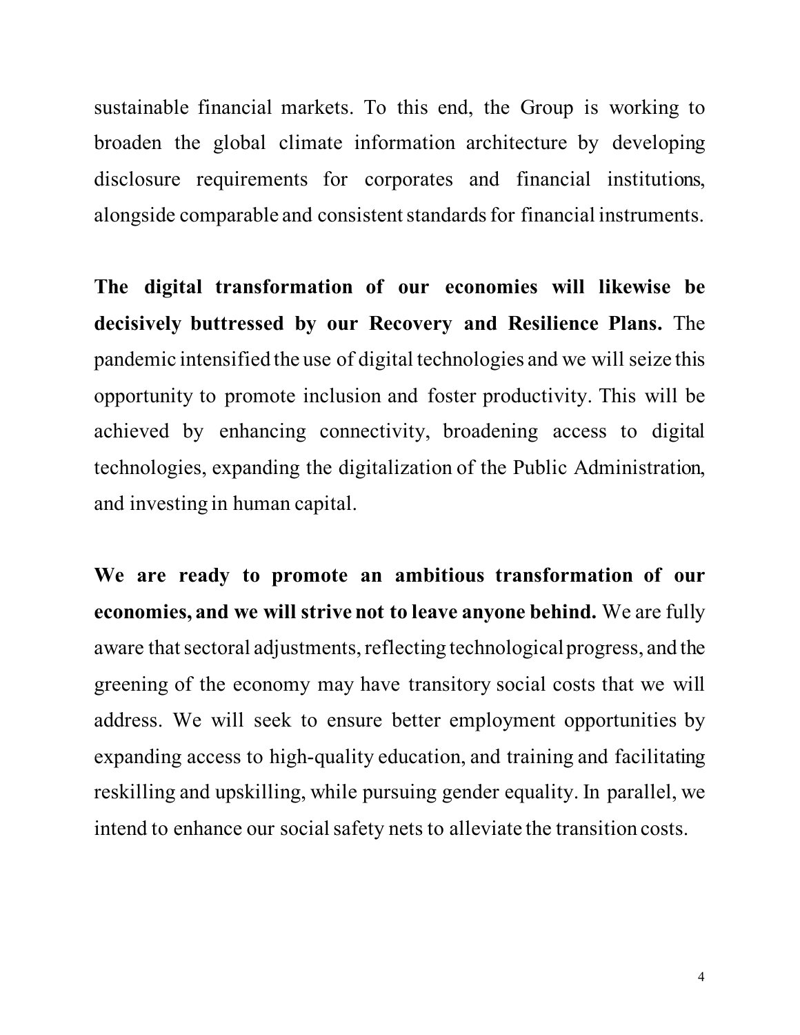sustainable financial markets. To this end, the Group is working to broaden the global climate information architecture by developing disclosure requirements for corporates and financial institutions, alongside comparable and consistent standards for financial instruments.

**The digital transformation of our economies will likewise be decisively buttressed by our Recovery and Resilience Plans.** The pandemic intensified the use of digital technologies and we will seize this opportunity to promote inclusion and foster productivity. This will be achieved by enhancing connectivity, broadening access to digital technologies, expanding the digitalization of the Public Administration, and investing in human capital.

**We are ready to promote an ambitious transformation of our economies, and we will strive not to leave anyone behind.** We are fully aware that sectoral adjustments, reflecting technological progress, and the greening of the economy may have transitory social costs that we will address. We will seek to ensure better employment opportunities by expanding access to high-quality education, and training and facilitating reskilling and upskilling, while pursuing gender equality. In parallel, we intend to enhance our social safety nets to alleviate the transition costs.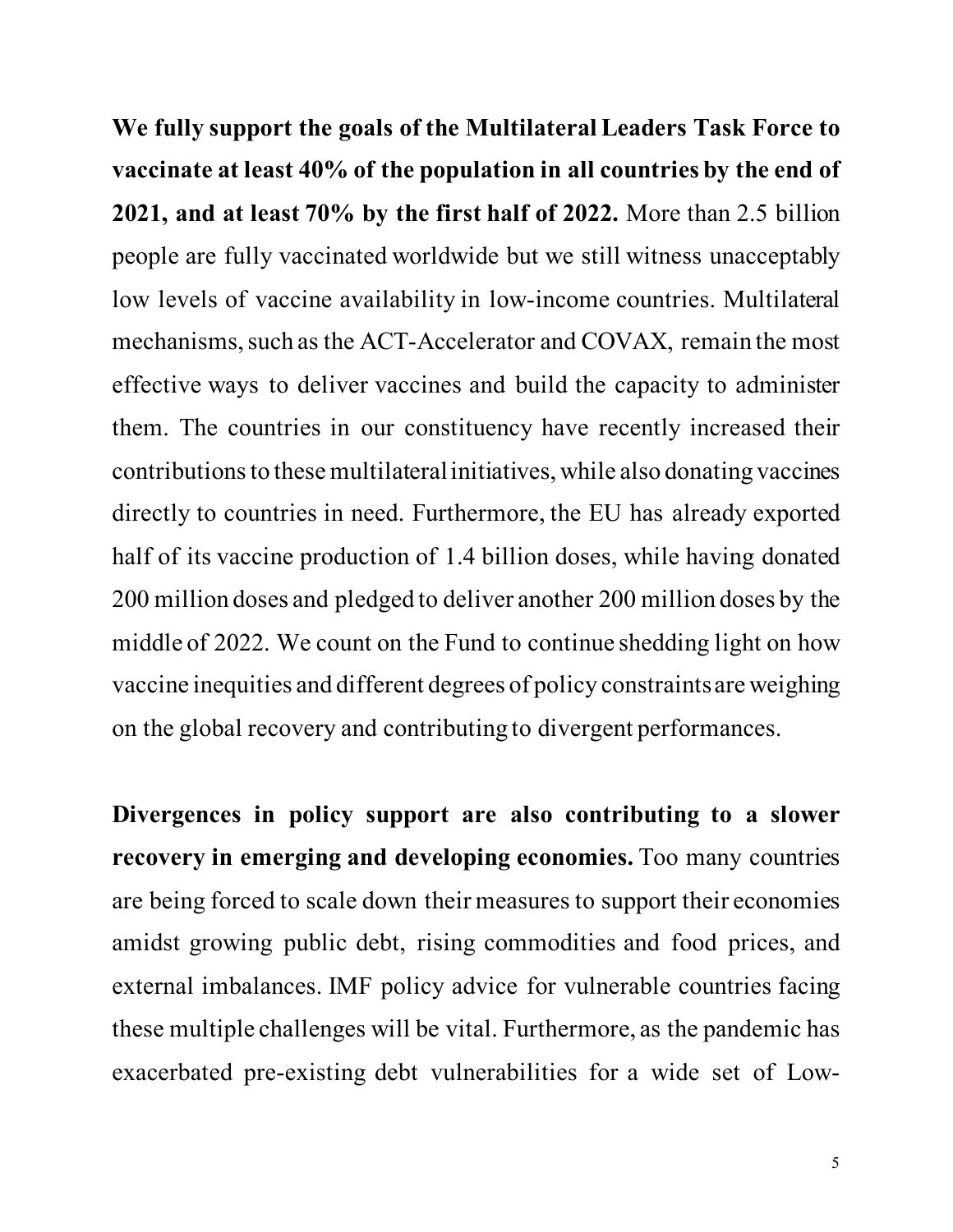**We fully support the goals of the Multilateral Leaders Task Force to vaccinate at least 40% of the population in all countries by the end of 2021, and at least 70% by the first half of 2022.** More than 2.5 billion people are fully vaccinated worldwide but we still witness unacceptably low levels of vaccine availability in low-income countries. Multilateral mechanisms, such as the ACT-Accelerator and COVAX, remain the most effective ways to deliver vaccines and build the capacity to administer them. The countries in our constituency have recently increased their contributions to these multilateral initiatives, while also donating vaccines directly to countries in need. Furthermore, the EU has already exported half of its vaccine production of 1.4 billion doses, while having donated 200 million doses and pledged to deliver another 200 million doses by the middle of 2022. We count on the Fund to continue shedding light on how vaccine inequities and different degrees of policy constraints are weighing on the global recovery and contributing to divergent performances.

**Divergences in policy support are also contributing to a slower recovery in emerging and developing economies.** Too many countries are being forced to scale down their measures to support their economies amidst growing public debt, rising commodities and food prices, and external imbalances. IMF policy advice for vulnerable countries facing these multiple challenges will be vital. Furthermore, as the pandemic has exacerbated pre-existing debt vulnerabilities for a wide set of Low-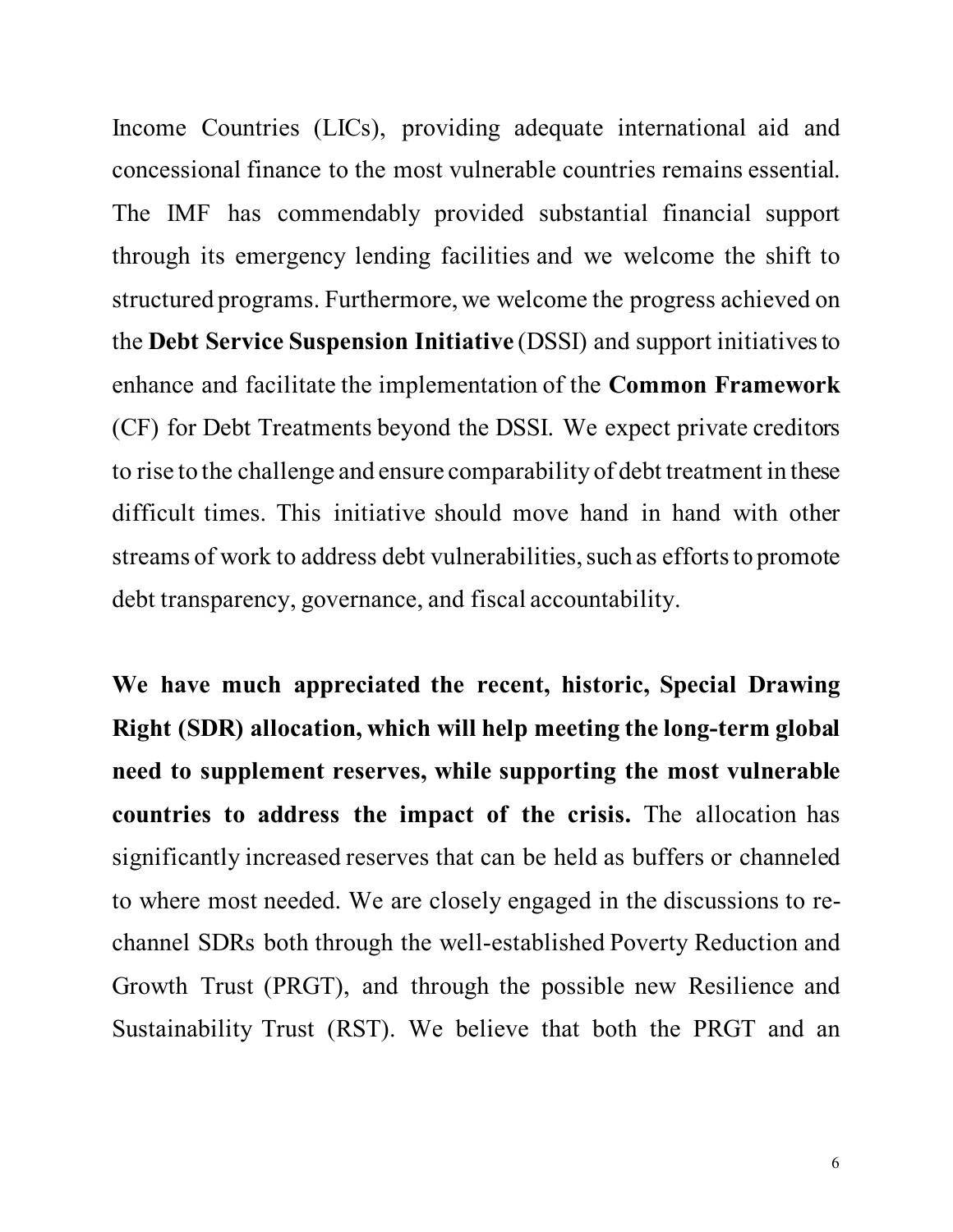Income Countries (LICs), providing adequate international aid and concessional finance to the most vulnerable countries remains essential. The IMF has commendably provided substantial financial support through its emergency lending facilities and we welcome the shift to structured programs. Furthermore, we welcome the progress achieved on the **Debt Service Suspension Initiative** (DSSI) and support initiatives to enhance and facilitate the implementation of the **Common Framework** (CF) for Debt Treatments beyond the DSSI. We expect private creditors to rise to the challenge and ensure comparability of debt treatment in these difficult times. This initiative should move hand in hand with other streams of work to address debt vulnerabilities, such as efforts to promote debt transparency, governance, and fiscal accountability.

**We have much appreciated the recent, historic, Special Drawing Right (SDR) allocation, which will help meeting the long-term global need to supplement reserves, while supporting the most vulnerable countries to address the impact of the crisis.** The allocation has significantly increased reserves that can be held as buffers or channeled to where most needed. We are closely engaged in the discussions to re-channel SDRs both through the well-established Poverty Reduction and Growth Trust (PRGT), and through the possible new Resilience and Sustainability Trust (RST). We believe that both the PRGT and an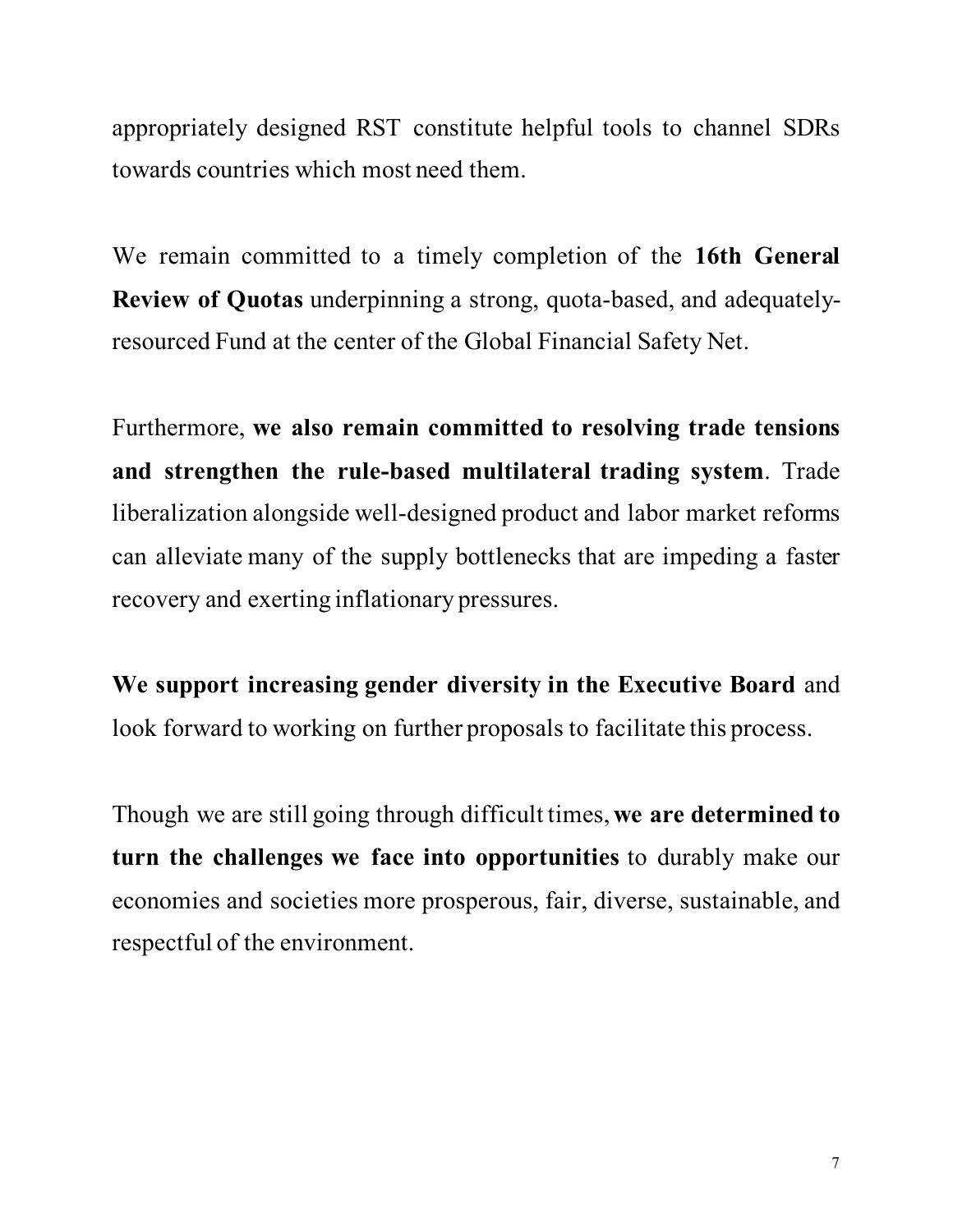appropriately designed RST constitute helpful tools to channel SDRs towards countries which most need them.

We remain committed to a timely completion of the **16th General Review of Quotas** underpinning a strong, quota-based, and adequately-resourced Fund at the center of the Global Financial Safety Net.

Furthermore, **we also remain committed to resolving trade tensions and strengthen the rule-based multilateral trading system**. Trade liberalization alongside well-designed product and labor market reforms can alleviate many of the supply bottlenecks that are impeding a faster recovery and exerting inflationary pressures.

**We support increasing gender diversity in the Executive Board** and look forward to working on further proposals to facilitate this process.

Though we are still going through difficult times, **we are determined to turn the challenges we face into opportunities** to durably make our economies and societies more prosperous, fair, diverse, sustainable, and respectful of the environment.